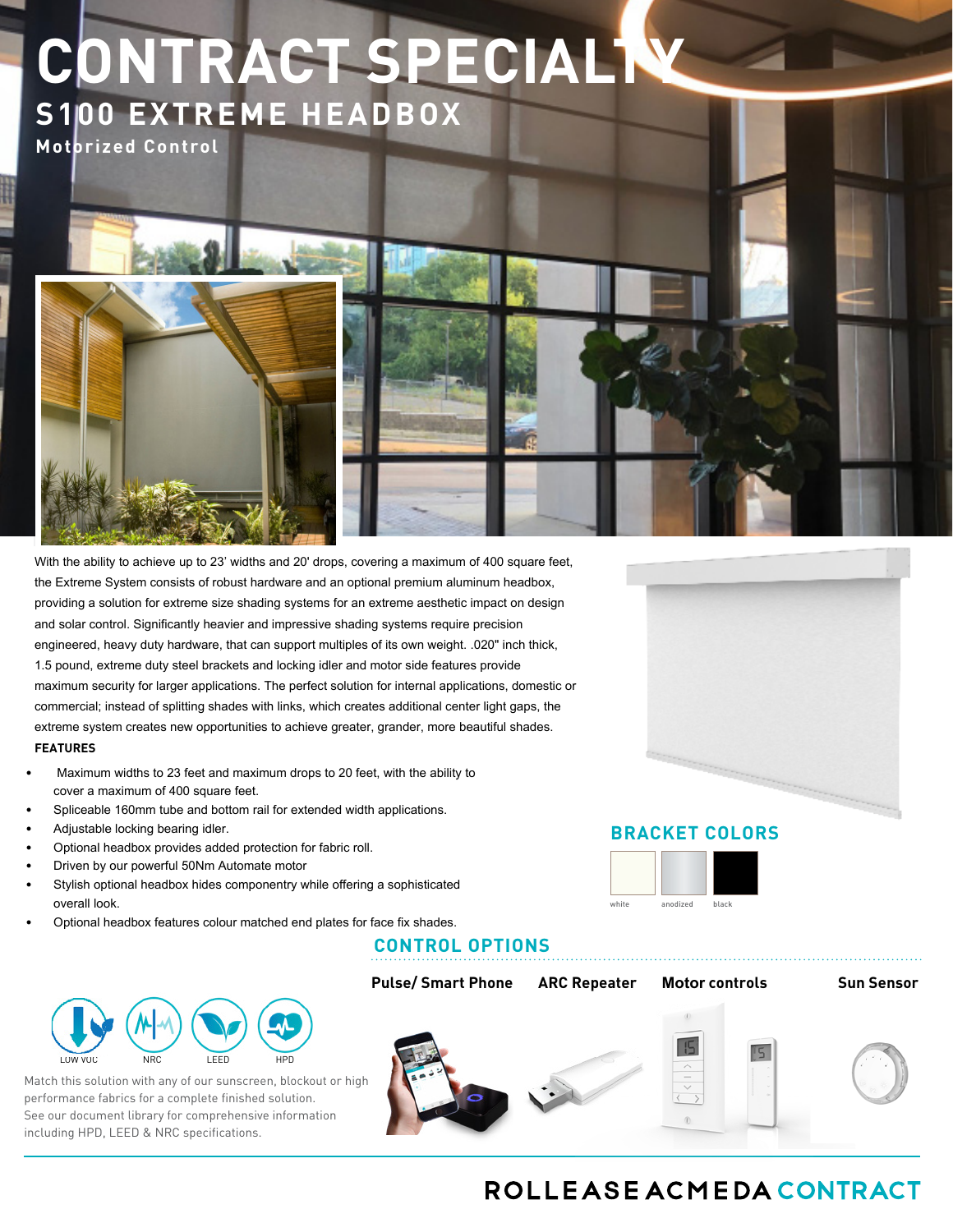# CONTRACT SPECIALTY

## S100 EXTREME HEADBOX

### Motorized Control

With the ability to achieve up to 23' widths and 20' drops, covering a maximum of 400 square feet, the Extreme System consists of robust hardware and an optional premium aluminum headbox, providing a solution for extreme size shading systems for an extreme aesthetic impact on design and solar control. Significantly heavier and impressive shading systems require precision engineered, heavy duty hardware, that can support multiples of its own weight. .020" inch thick, 1.5 pound, extreme duty steel brackets and locking idler and motor side features provide maximum security for larger applications. The perfect solution for internal applications, domestic or commercial; instead of splitting shades with links, which creates additional center light gaps, the extreme system creates new opportunities to achieve greater, grander, more beautiful shades.

**FEATURES**

- Maximum widths to 23 feet and maximum drops to 20 feet, with the ability to cover a maximum of 400 square feet.
- Spliceable 160mm tube and bottom rail for extended width applications.
- Adjustable locking bearing idler.
- Optional headbox provides added protection for fabric roll.
- Driven by our powerful 50Nm Automate motor
- Stylish optional headbox hides componentry while offering a sophisticated overall look.
- Optional headbox features colour matched end plates for face fix shades.

## BRACKET COLORS

white | anodized | black

## CONTROL OPTIONS

Pulse/ Smart Phone | ARC Repeater | Motor controls | Sun Sensor

LOW VOC | NRC | LEED | HPD

Match this solution with any of our sunscreen, blockout or high performance fabrics for a complete finished solution. See our document library for comprehensive information including HPD, LEED & NRC specifications.

ROLLEASE ACMEDA CONTRACT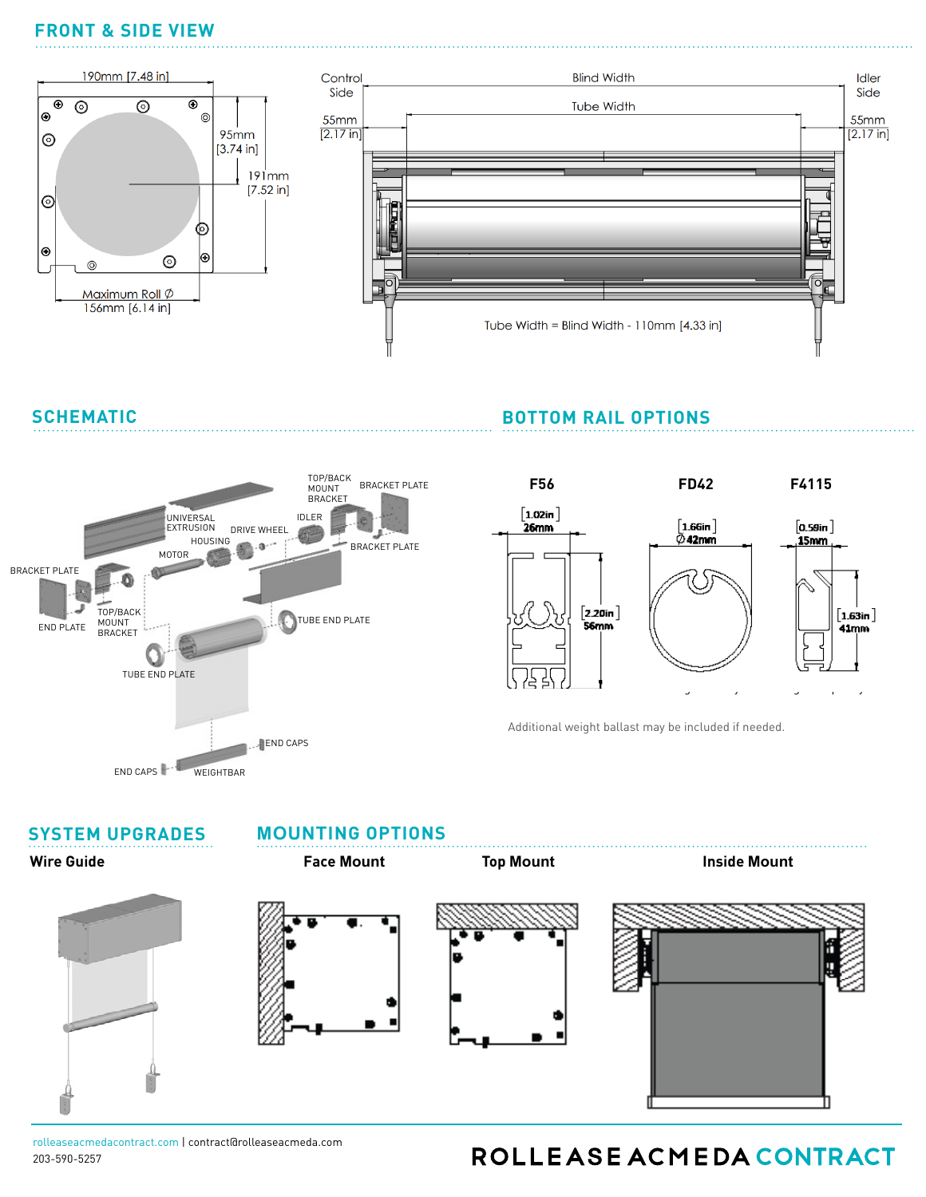## FRONT & SIDE VIEW

190mm [7.48 in]

95mm [3.74 in]

191mm [7.52 in]

Maximum Roll Ø 156mm [6.14 in]

Control Side

Blind Width

Idler Side

Tube Width

55mm [2.17 in]

55mm [2.17 in]

Tube Width = Blind Width - 110mm [4.33 in]

## SCHEMATIC

UNIVERSAL EXTRUSION

TOP/BACK MOUNT BRACKET

BRACKET PLATE

IDLER

DRIVE WHEEL

HOUSING

MOTOR

BRACKET PLATE

BRACKET PLATE

END PLATE

TOP/BACK MOUNT BRACKET

TUBE END PLATE

TUBE END PLATE

END CAPS

END CAPS

WEIGHTBAR

## BOTTOM RAIL OPTIONS

**F56**

1.02in 26mm

2.20in 56mm

**FD42**

1.66in Ø 42mm

**F4115**

0.59in 15mm

1.63in 41mm

Additional weight ballast may be included if needed.

## SYSTEM UPGRADES

**Wire Guide**

## MOUNTING OPTIONS

**Face Mount**

**Top Mount**

**Inside Mount**

rolleaseacmedacontract.com | contract@rolleaseacmeda.com

203-590-5257

ROLLEASE ACMEDA CONTRACT